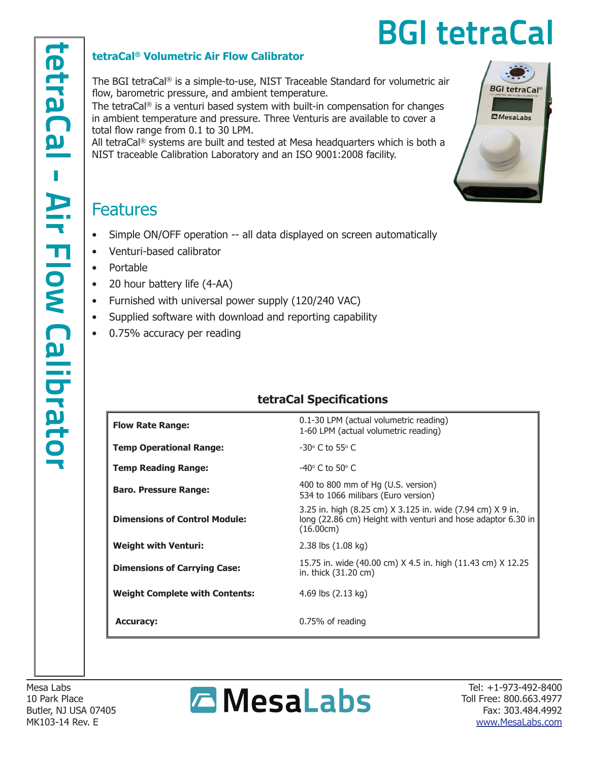# BGI tetraCal

tetraCal - Air Flow Calibrator

### tetraCal® Volumetric Air Flow Calibrator

The BGI tetraCal® is a simple-to-use, NIST Traceable Standard for volumetric air flow, barometric pressure, and ambient temperature.

The tetraCal® is a venturi based system with built-in compensation for changes in ambient temperature and pressure. Three Venturis are available to cover a total flow range from 0.1 to 30 LPM.

All tetraCal® systems are built and tested at Mesa headquarters which is both a NIST traceable Calibration Laboratory and an ISO 9001:2008 facility.

## Features

- Simple ON/OFF operation -- all data displayed on screen automatically
- Venturi-based calibrator
- Portable
- 20 hour battery life (4-AA)
- Furnished with universal power supply (120/240 VAC)
- Supplied software with download and reporting capability
- 0.75% accuracy per reading

### tetraCal Specifications

| | |
|---|---|
| **Flow Rate Range:** | 0.1-30 LPM (actual volumetric reading)<br>1-60 LPM (actual volumetric reading) |
| **Temp Operational Range:** | -30° C to 55° C |
| **Temp Reading Range:** | -40° C to 50° C |
| **Baro. Pressure Range:** | 400 to 800 mm of Hg (U.S. version)<br>534 to 1066 milibars (Euro version) |
| **Dimensions of Control Module:** | 3.25 in. high (8.25 cm) X 3.125 in. wide (7.94 cm) X 9 in. long (22.86 cm) Height with venturi and hose adaptor 6.30 in (16.00cm) |
| **Weight with Venturi:** | 2.38 lbs (1.08 kg) |
| **Dimensions of Carrying Case:** | 15.75 in. wide (40.00 cm) X 4.5 in. high (11.43 cm) X 12.25 in. thick (31.20 cm) |
| **Weight Complete with Contents:** | 4.69 lbs (2.13 kg) |
| **Accuracy:** | 0.75% of reading |

Mesa Labs
10 Park Place
Butler, NJ USA 07405
MK103-14 Rev. E

MesaLabs

Tel: +1-973-492-8400
Toll Free: 800.663.4977
Fax: 303.484.4992
www.MesaLabs.com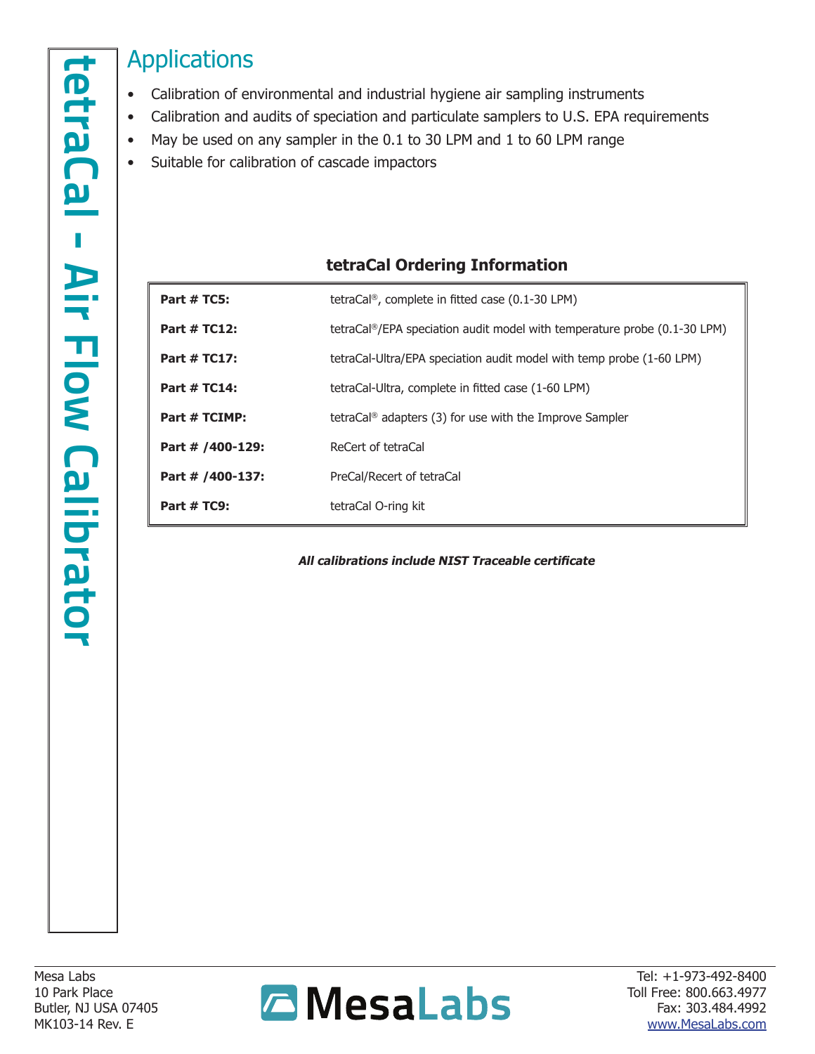## Applications

- Calibration of environmental and industrial hygiene air sampling instruments
- Calibration and audits of speciation and particulate samplers to U.S. EPA requirements
- May be used on any sampler in the 0.1 to 30 LPM and 1 to 60 LPM range
- Suitable for calibration of cascade impactors

### tetraCal Ordering Information

| | |
|---|---|
| **Part # TC5:** | tetraCal®, complete in fitted case (0.1-30 LPM) |
| **Part # TC12:** | tetraCal®/EPA speciation audit model with temperature probe (0.1-30 LPM) |
| **Part # TC17:** | tetraCal-Ultra/EPA speciation audit model with temp probe (1-60 LPM) |
| **Part # TC14:** | tetraCal-Ultra, complete in fitted case (1-60 LPM) |
| **Part # TCIMP:** | tetraCal® adapters (3) for use with the Improve Sampler |
| **Part # /400-129:** | ReCert of tetraCal |
| **Part # /400-137:** | PreCal/Recert of tetraCal |
| **Part # TC9:** | tetraCal O-ring kit |

***All calibrations include NIST Traceable certificate***

Mesa Labs
10 Park Place
Butler, NJ USA 07405
MK103-14 Rev. E

Tel: +1-973-492-8400
Toll Free: 800.663.4977
Fax: 303.484.4992
www.MesaLabs.com